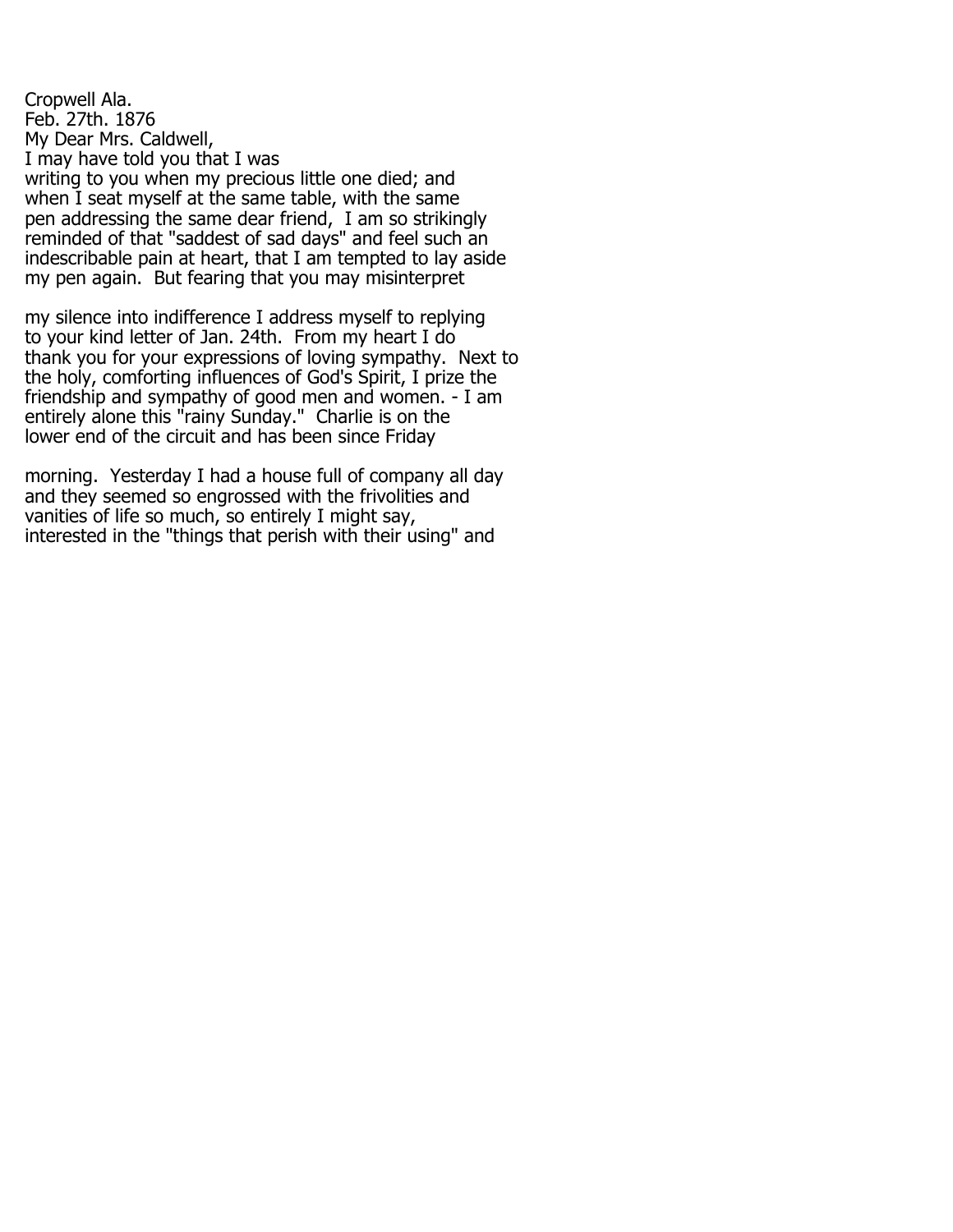Cropwell Ala.
Feb. 27th. 1876
My Dear Mrs. Caldwell,
I may have told you that I was writing to you when my precious little one died; and when I seat myself at the same table, with the same pen addressing the same dear friend, I am so strikingly reminded of that "saddest of sad days" and feel such an indescribable pain at heart, that I am tempted to lay aside my pen again. But fearing that you may misinterpret

my silence into indifference I address myself to replying to your kind letter of Jan. 24th. From my heart I do thank you for your expressions of loving sympathy. Next to the holy, comforting influences of God's Spirit, I prize the friendship and sympathy of good men and women. - I am entirely alone this "rainy Sunday." Charlie is on the lower end of the circuit and has been since Friday

morning. Yesterday I had a house full of company all day and they seemed so engrossed with the frivolities and vanities of life so much, so entirely I might say, interested in the "things that perish with their using" and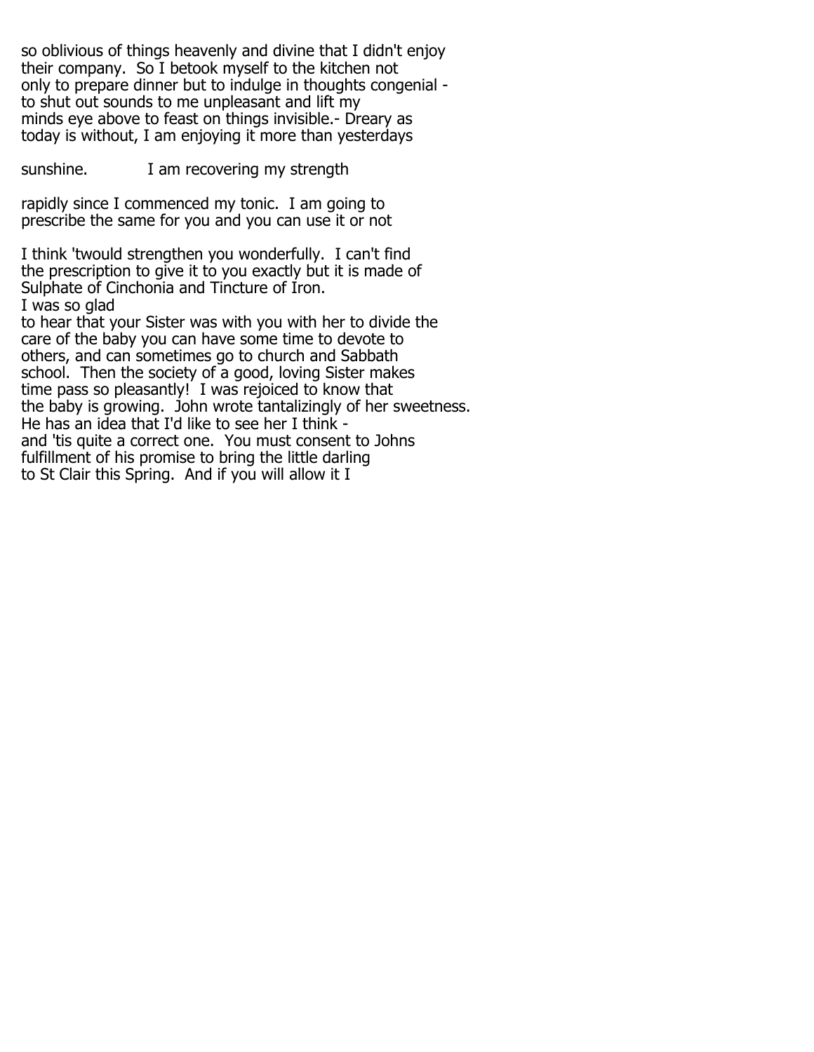so oblivious of things heavenly and divine that I didn't enjoy their company. So I betook myself to the kitchen not only to prepare dinner but to indulge in thoughts congenial - to shut out sounds to me unpleasant and lift my minds eye above to feast on things invisible.- Dreary as today is without, I am enjoying it more than yesterdays

sunshine. I am recovering my strength

rapidly since I commenced my tonic. I am going to prescribe the same for you and you can use it or not

I think 'twould strengthen you wonderfully. I can't find the prescription to give it to you exactly but it is made of Sulphate of Cinchonia and Tincture of Iron.

I was so glad to hear that your Sister was with you with her to divide the care of the baby you can have some time to devote to others, and can sometimes go to church and Sabbath school. Then the society of a good, loving Sister makes time pass so pleasantly! I was rejoiced to know that the baby is growing. John wrote tantalizingly of her sweetness. He has an idea that I'd like to see her I think - and 'tis quite a correct one. You must consent to Johns fulfillment of his promise to bring the little darling to St Clair this Spring. And if you will allow it I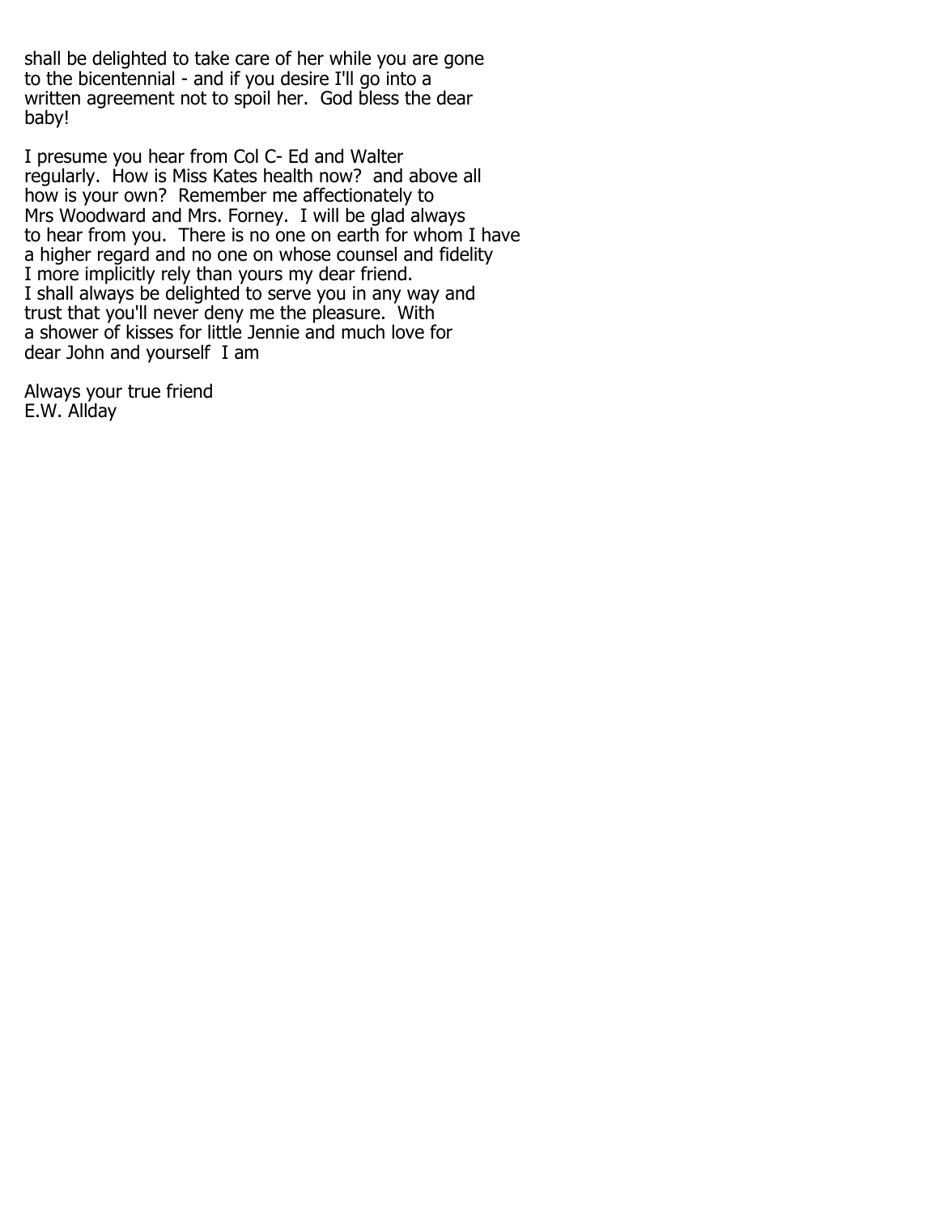shall be delighted to take care of her while you are gone to the bicentennial - and if you desire I'll go into a written agreement not to spoil her. God bless the dear baby!

I presume you hear from Col C- Ed and Walter regularly. How is Miss Kates health now? and above all how is your own? Remember me affectionately to Mrs Woodward and Mrs. Forney. I will be glad always to hear from you. There is no one on earth for whom I have a higher regard and no one on whose counsel and fidelity I more implicitly rely than yours my dear friend. I shall always be delighted to serve you in any way and trust that you'll never deny me the pleasure. With a shower of kisses for little Jennie and much love for dear John and yourself I am

Always your true friend
E.W. Allday